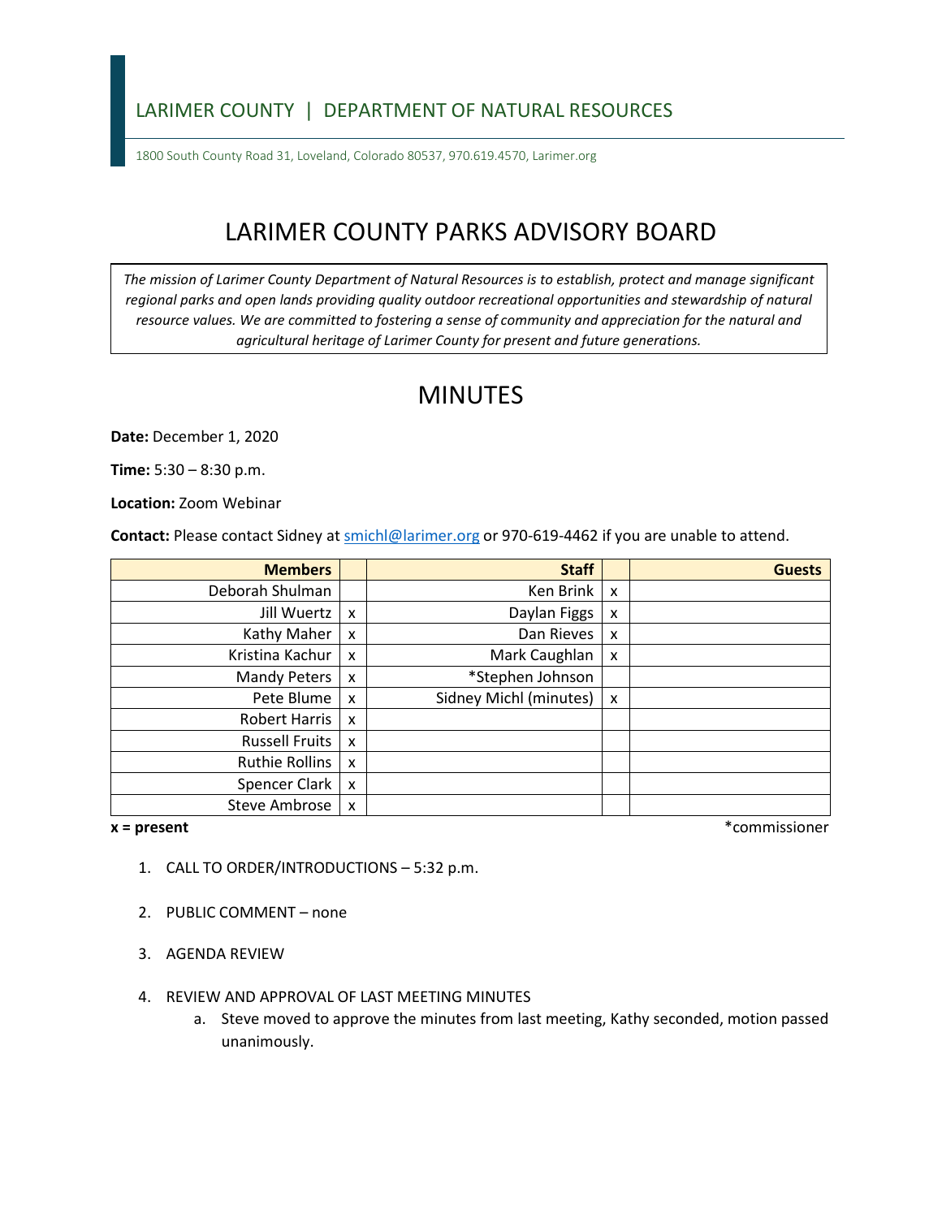LARIMER COUNTY | DEPARTMENT OF NATURAL RESOURCES

1800 South County Road 31, Loveland, Colorado 80537, 970.619.4570, Larimer.org

# LARIMER COUNTY PARKS ADVISORY BOARD

*The mission of Larimer County Department of Natural Resources is to establish, protect and manage significant regional parks and open lands providing quality outdoor recreational opportunities and stewardship of natural resource values. We are committed to fostering a sense of community and appreciation for the natural and agricultural heritage of Larimer County for present and future generations.*

## MINUTES

**Date:** December 1, 2020

**Time:** 5:30 – 8:30 p.m.

**Location:** Zoom Webinar

**Contact:** Please contact Sidney at smichl@larimer.org or 970-619-4462 if you are unable to attend.

| Members | | Staff | | Guests |
|---|---|---|---|---|
| Deborah Shulman | | Ken Brink | x | |
| Jill Wuertz | x | Daylan Figgs | x | |
| Kathy Maher | x | Dan Rieves | x | |
| Kristina Kachur | x | Mark Caughlan | x | |
| Mandy Peters | x | *Stephen Johnson | | |
| Pete Blume | x | Sidney Michl (minutes) | x | |
| Robert Harris | x | | | |
| Russell Fruits | x | | | |
| Ruthie Rollins | x | | | |
| Spencer Clark | x | | | |
| Steve Ambrose | x | | | |

**x = present** *commissioner

1. CALL TO ORDER/INTRODUCTIONS – 5:32 p.m.

2. PUBLIC COMMENT – none

3. AGENDA REVIEW

4. REVIEW AND APPROVAL OF LAST MEETING MINUTES
   a. Steve moved to approve the minutes from last meeting, Kathy seconded, motion passed unanimously.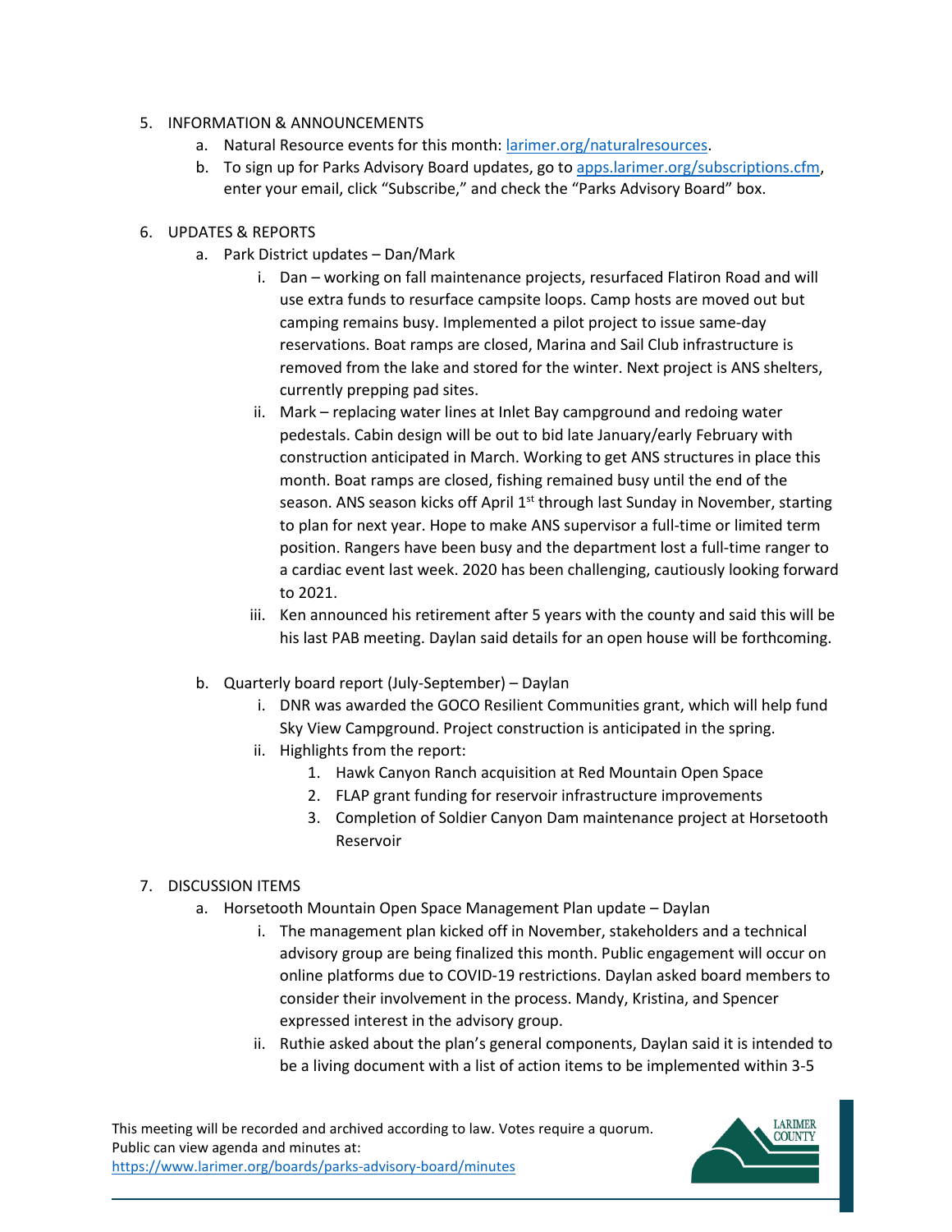5. INFORMATION & ANNOUNCEMENTS
   a. Natural Resource events for this month: [larimer.org/naturalresources](larimer.org/naturalresources).
   b. To sign up for Parks Advisory Board updates, go to [apps.larimer.org/subscriptions.cfm](apps.larimer.org/subscriptions.cfm), enter your email, click "Subscribe," and check the "Parks Advisory Board" box.

6. UPDATES & REPORTS
   a. Park District updates – Dan/Mark
      i. Dan – working on fall maintenance projects, resurfaced Flatiron Road and will use extra funds to resurface campsite loops. Camp hosts are moved out but camping remains busy. Implemented a pilot project to issue same-day reservations. Boat ramps are closed, Marina and Sail Club infrastructure is removed from the lake and stored for the winter. Next project is ANS shelters, currently prepping pad sites.
      ii. Mark – replacing water lines at Inlet Bay campground and redoing water pedestals. Cabin design will be out to bid late January/early February with construction anticipated in March. Working to get ANS structures in place this month. Boat ramps are closed, fishing remained busy until the end of the season. ANS season kicks off April 1st through last Sunday in November, starting to plan for next year. Hope to make ANS supervisor a full-time or limited term position. Rangers have been busy and the department lost a full-time ranger to a cardiac event last week. 2020 has been challenging, cautiously looking forward to 2021.
      iii. Ken announced his retirement after 5 years with the county and said this will be his last PAB meeting. Daylan said details for an open house will be forthcoming.

   b. Quarterly board report (July-September) – Daylan
      i. DNR was awarded the GOCO Resilient Communities grant, which will help fund Sky View Campground. Project construction is anticipated in the spring.
      ii. Highlights from the report:
         1. Hawk Canyon Ranch acquisition at Red Mountain Open Space
         2. FLAP grant funding for reservoir infrastructure improvements
         3. Completion of Soldier Canyon Dam maintenance project at Horsetooth Reservoir

7. DISCUSSION ITEMS
   a. Horsetooth Mountain Open Space Management Plan update – Daylan
      i. The management plan kicked off in November, stakeholders and a technical advisory group are being finalized this month. Public engagement will occur on online platforms due to COVID-19 restrictions. Daylan asked board members to consider their involvement in the process. Mandy, Kristina, and Spencer expressed interest in the advisory group.
      ii. Ruthie asked about the plan's general components, Daylan said it is intended to be a living document with a list of action items to be implemented within 3-5

This meeting will be recorded and archived according to law. Votes require a quorum.
Public can view agenda and minutes at:
[https://www.larimer.org/boards/parks-advisory-board/minutes](https://www.larimer.org/boards/parks-advisory-board/minutes)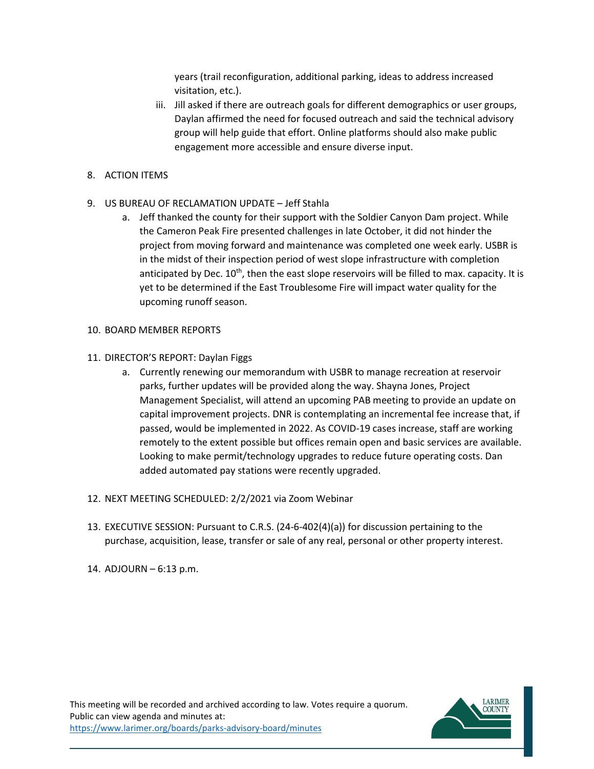years (trail reconfiguration, additional parking, ideas to address increased visitation, etc.).

   iii. Jill asked if there are outreach goals for different demographics or user groups, Daylan affirmed the need for focused outreach and said the technical advisory group will help guide that effort. Online platforms should also make public engagement more accessible and ensure diverse input.

8. ACTION ITEMS

9. US BUREAU OF RECLAMATION UPDATE – Jeff Stahla
   a. Jeff thanked the county for their support with the Soldier Canyon Dam project. While the Cameron Peak Fire presented challenges in late October, it did not hinder the project from moving forward and maintenance was completed one week early. USBR is in the midst of their inspection period of west slope infrastructure with completion anticipated by Dec. 10th, then the east slope reservoirs will be filled to max. capacity. It is yet to be determined if the East Troublesome Fire will impact water quality for the upcoming runoff season.

10. BOARD MEMBER REPORTS

11. DIRECTOR'S REPORT: Daylan Figgs
    a. Currently renewing our memorandum with USBR to manage recreation at reservoir parks, further updates will be provided along the way. Shayna Jones, Project Management Specialist, will attend an upcoming PAB meeting to provide an update on capital improvement projects. DNR is contemplating an incremental fee increase that, if passed, would be implemented in 2022. As COVID-19 cases increase, staff are working remotely to the extent possible but offices remain open and basic services are available. Looking to make permit/technology upgrades to reduce future operating costs. Dan added automated pay stations were recently upgraded.

12. NEXT MEETING SCHEDULED: 2/2/2021 via Zoom Webinar

13. EXECUTIVE SESSION: Pursuant to C.R.S. (24-6-402(4)(a)) for discussion pertaining to the purchase, acquisition, lease, transfer or sale of any real, personal or other property interest.

14. ADJOURN – 6:13 p.m.

This meeting will be recorded and archived according to law. Votes require a quorum.
Public can view agenda and minutes at:
https://www.larimer.org/boards/parks-advisory-board/minutes